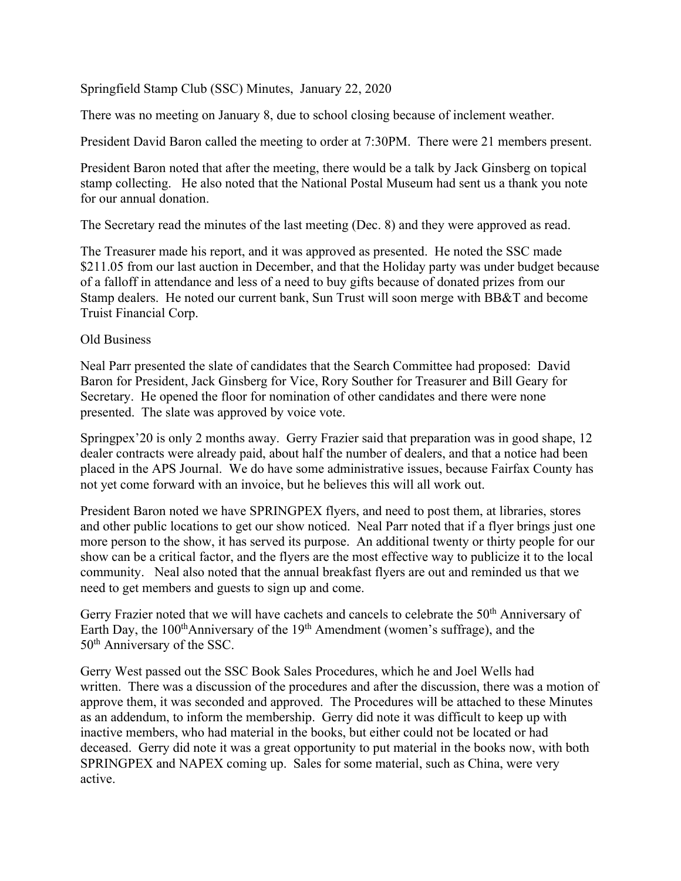Springfield Stamp Club (SSC) Minutes, January 22, 2020

There was no meeting on January 8, due to school closing because of inclement weather.

President David Baron called the meeting to order at 7:30PM. There were 21 members present.

President Baron noted that after the meeting, there would be a talk by Jack Ginsberg on topical stamp collecting. He also noted that the National Postal Museum had sent us a thank you note for our annual donation.

The Secretary read the minutes of the last meeting (Dec. 8) and they were approved as read.

The Treasurer made his report, and it was approved as presented. He noted the SSC made $211.05 from our last auction in December, and that the Holiday party was under budget because of a falloff in attendance and less of a need to buy gifts because of donated prizes from our Stamp dealers. He noted our current bank, Sun Trust will soon merge with BB&T and become Truist Financial Corp.

Old Business

Neal Parr presented the slate of candidates that the Search Committee had proposed: David Baron for President, Jack Ginsberg for Vice, Rory Souther for Treasurer and Bill Geary for Secretary. He opened the floor for nomination of other candidates and there were none presented. The slate was approved by voice vote.

Springpex'20 is only 2 months away. Gerry Frazier said that preparation was in good shape, 12 dealer contracts were already paid, about half the number of dealers, and that a notice had been placed in the APS Journal. We do have some administrative issues, because Fairfax County has not yet come forward with an invoice, but he believes this will all work out.

President Baron noted we have SPRINGPEX flyers, and need to post them, at libraries, stores and other public locations to get our show noticed. Neal Parr noted that if a flyer brings just one more person to the show, it has served its purpose. An additional twenty or thirty people for our show can be a critical factor, and the flyers are the most effective way to publicize it to the local community. Neal also noted that the annual breakfast flyers are out and reminded us that we need to get members and guests to sign up and come.

Gerry Frazier noted that we will have cachets and cancels to celebrate the 50th Anniversary of Earth Day, the 100th Anniversary of the 19th Amendment (women's suffrage), and the 50th Anniversary of the SSC.

Gerry West passed out the SSC Book Sales Procedures, which he and Joel Wells had written. There was a discussion of the procedures and after the discussion, there was a motion of approve them, it was seconded and approved. The Procedures will be attached to these Minutes as an addendum, to inform the membership. Gerry did note it was difficult to keep up with inactive members, who had material in the books, but either could not be located or had deceased. Gerry did note it was a great opportunity to put material in the books now, with both SPRINGPEX and NAPEX coming up. Sales for some material, such as China, were very active.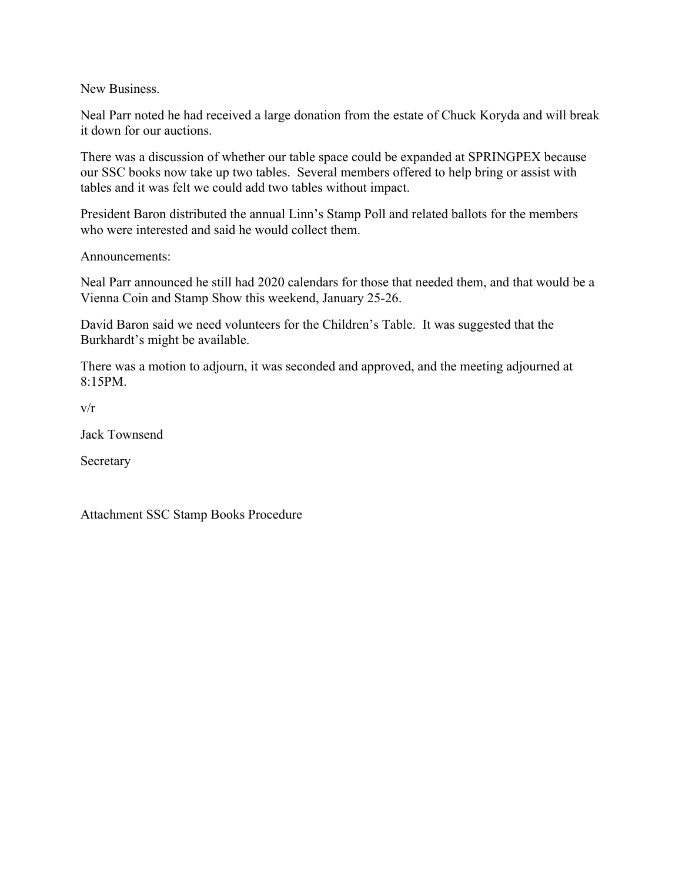New Business.

Neal Parr noted he had received a large donation from the estate of Chuck Koryda and will break it down for our auctions.

There was a discussion of whether our table space could be expanded at SPRINGPEX because our SSC books now take up two tables. Several members offered to help bring or assist with tables and it was felt we could add two tables without impact.

President Baron distributed the annual Linn's Stamp Poll and related ballots for the members who were interested and said he would collect them.

Announcements:

Neal Parr announced he still had 2020 calendars for those that needed them, and that would be a Vienna Coin and Stamp Show this weekend, January 25-26.

David Baron said we need volunteers for the Children's Table. It was suggested that the Burkhardt's might be available.

There was a motion to adjourn, it was seconded and approved, and the meeting adjourned at 8:15PM.

v/r

Jack Townsend

Secretary

Attachment SSC Stamp Books Procedure